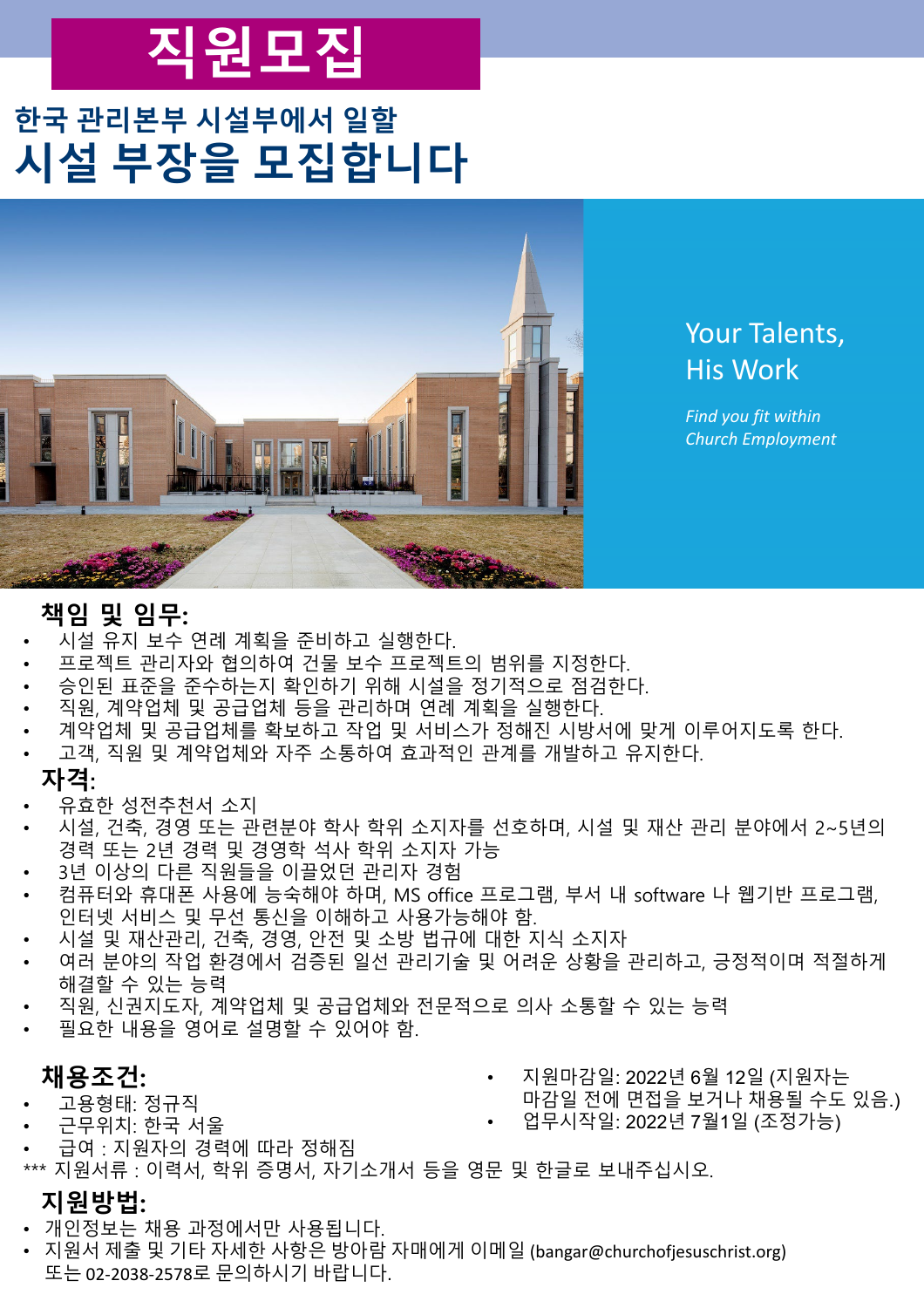# 직원모집

## 한국 관리본부 시설부에서 일할
# 시설 부장을 모집합니다

Your Talents,
His Work

*Find you fit within Church Employment*

## 책임 및 임무:

- 시설 유지 보수 연례 계획을 준비하고 실행한다.
- 프로젝트 관리자와 협의하여 건물 보수 프로젝트의 범위를 지정한다.
- 승인된 표준을 준수하는지 확인하기 위해 시설을 정기적으로 점검한다.
- 직원, 계약업체 및 공급업체 등을 관리하며 연례 계획을 실행한다.
- 계약업체 및 공급업체를 확보하고 작업 및 서비스가 정해진 시방서에 맞게 이루어지도록 한다.
- 고객, 직원 및 계약업체와 자주 소통하여 효과적인 관계를 개발하고 유지한다.

## 자격:

- 유효한 성전추천서 소지
- 시설, 건축, 경영 또는 관련분야 학사 학위 소지자를 선호하며, 시설 및 재산 관리 분야에서 2~5년의 경력 또는 2년 경력 및 경영학 석사 학위 소지자 가능
- 3년 이상의 다른 직원들을 이끌었던 관리자 경험
- 컴퓨터와 휴대폰 사용에 능숙해야 하며, MS office 프로그램, 부서 내 software 나 웹기반 프로그램, 인터넷 서비스 및 무선 통신을 이해하고 사용가능해야 함.
- 시설 및 재산관리, 건축, 경영, 안전 및 소방 법규에 대한 지식 소지자
- 여러 분야의 작업 환경에서 검증된 일선 관리기술 및 어려운 상황을 관리하고, 긍정적이며 적절하게 해결할 수 있는 능력
- 직원, 신권지도자, 계약업체 및 공급업체와 전문적으로 의사 소통할 수 있는 능력
- 필요한 내용을 영어로 설명할 수 있어야 함.

## 채용조건:

- 고용형태: 정규직
- 근무위치: 한국 서울
- 급여 : 지원자의 경력에 따라 정해짐
- 지원마감일: 2022년 6월 12일 (지원자는 마감일 전에 면접을 보거나 채용될 수도 있음.)
- 업무시작일: 2022년 7월1일 (조정가능)

*** 지원서류 : 이력서, 학위 증명서, 자기소개서 등을 영문 및 한글로 보내주십시오.

## 지원방법:

- 개인정보는 채용 과정에서만 사용됩니다.
- 지원서 제출 및 기타 자세한 사항은 방아람 자매에게 이메일 (bangar@churchofjesuschrist.org) 또는 02-2038-2578로 문의하시기 바랍니다.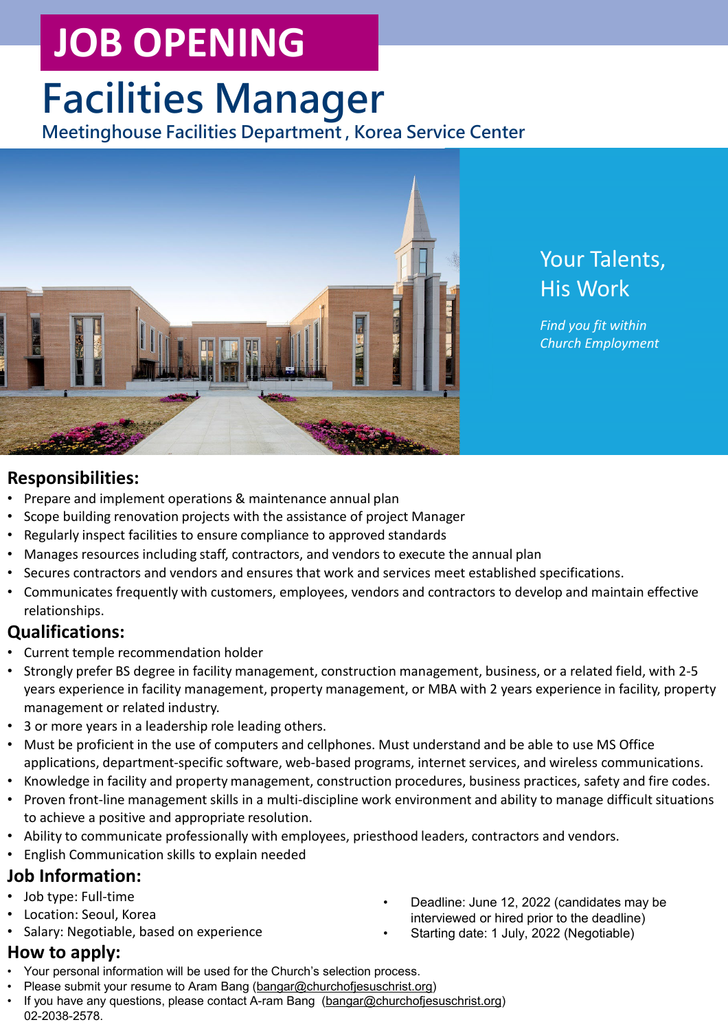# JOB OPENING

# Facilities Manager

### Meetinghouse Facilities Department , Korea Service Center

Your Talents,
His Work

*Find you fit within Church Employment*

## Responsibilities:

- Prepare and implement operations & maintenance annual plan
- Scope building renovation projects with the assistance of project Manager
- Regularly inspect facilities to ensure compliance to approved standards
- Manages resources including staff, contractors, and vendors to execute the annual plan
- Secures contractors and vendors and ensures that work and services meet established specifications.
- Communicates frequently with customers, employees, vendors and contractors to develop and maintain effective relationships.

## Qualifications:

- Current temple recommendation holder
- Strongly prefer BS degree in facility management, construction management, business, or a related field, with 2-5 years experience in facility management, property management, or MBA with 2 years experience in facility, property management or related industry.
- 3 or more years in a leadership role leading others.
- Must be proficient in the use of computers and cellphones. Must understand and be able to use MS Office applications, department-specific software, web-based programs, internet services, and wireless communications.
- Knowledge in facility and property management, construction procedures, business practices, safety and fire codes.
- Proven front-line management skills in a multi-discipline work environment and ability to manage difficult situations to achieve a positive and appropriate resolution.
- Ability to communicate professionally with employees, priesthood leaders, contractors and vendors.
- English Communication skills to explain needed

## Job Information:

- Job type: Full-time
- Location: Seoul, Korea
- Salary: Negotiable, based on experience
- Deadline: June 12, 2022 (candidates may be interviewed or hired prior to the deadline)
- Starting date: 1 July, 2022 (Negotiable)

## How to apply:

- Your personal information will be used for the Church's selection process.
- Please submit your resume to Aram Bang (bangar@churchofjesuschrist.org)
- If you have any questions, please contact A-ram Bang (bangar@churchofjesuschrist.org) 02-2038-2578.